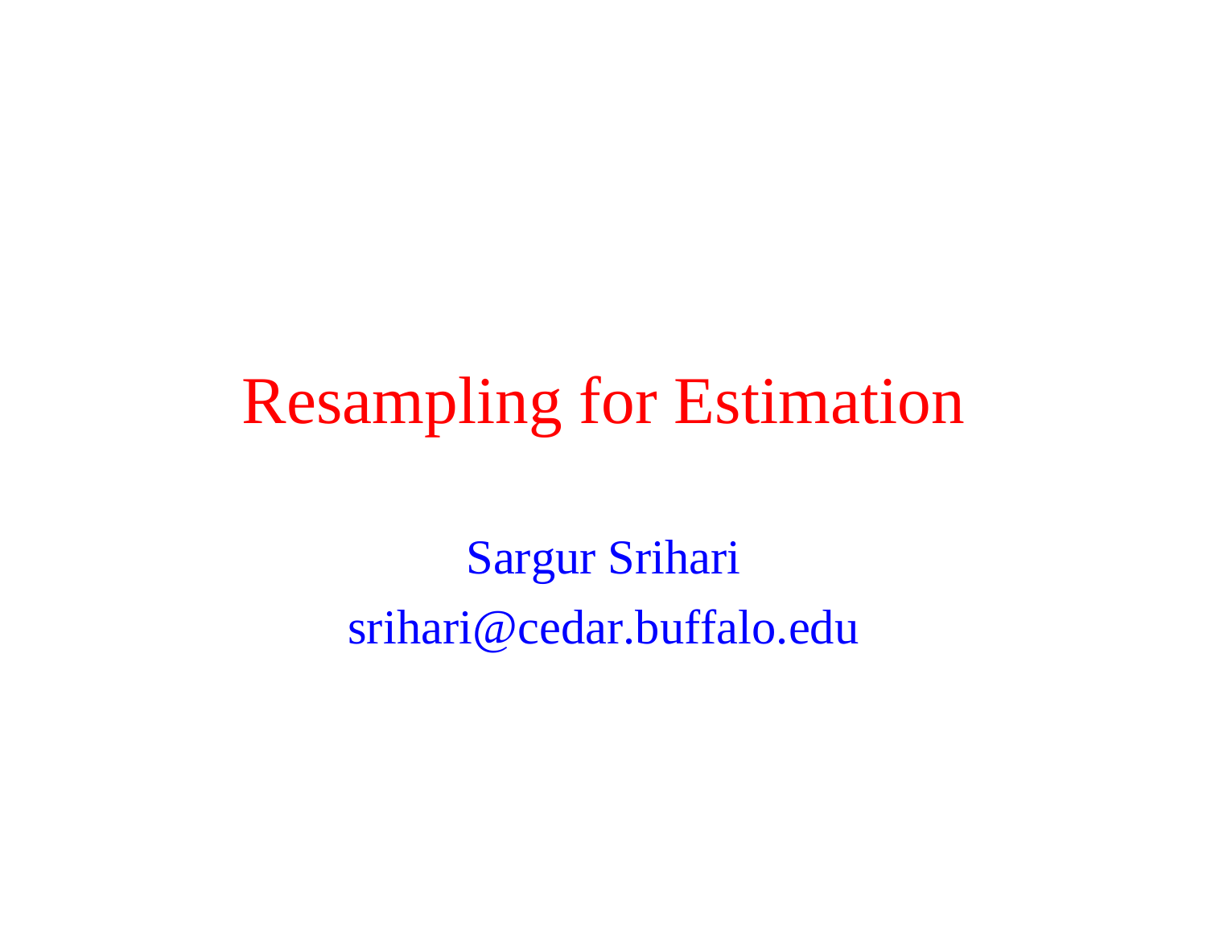# Resampling for Estimation

Sargur Srihari

srihari@cedar.buffalo.edu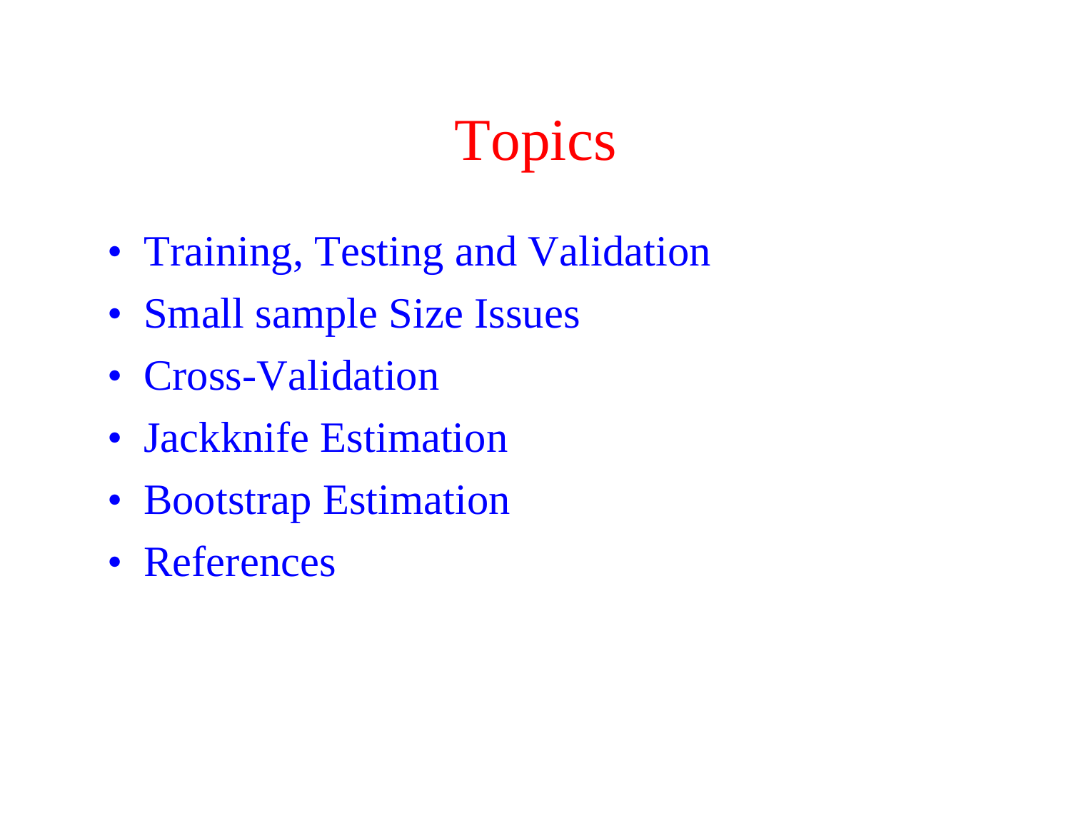# Topics

- Training, Testing and Validation
- Small sample Size Issues
- Cross-Validation
- Jackknife Estimation
- Bootstrap Estimation
- References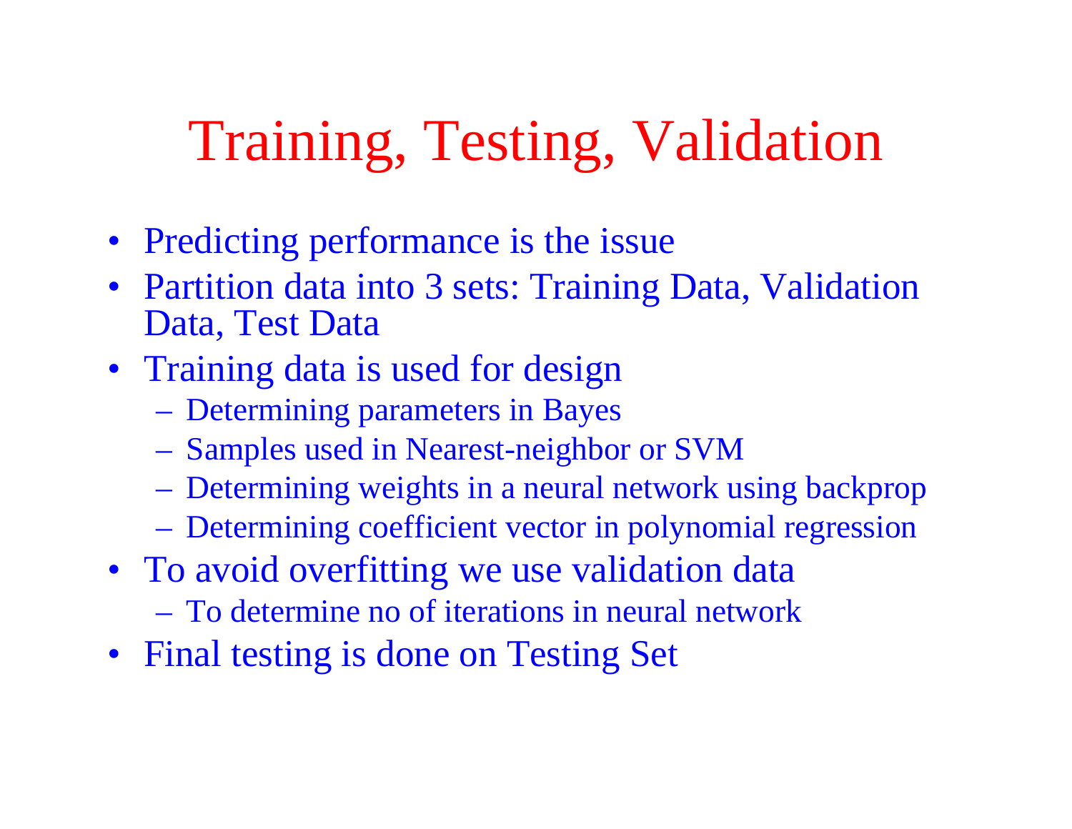# Training, Testing, Validation

- Predicting performance is the issue
- Partition data into 3 sets: Training Data, Validation Data, Test Data
- Training data is used for design
  - Determining parameters in Bayes
  - Samples used in Nearest-neighbor or SVM
  - Determining weights in a neural network using backprop
  - Determining coefficient vector in polynomial regression
- To avoid overfitting we use validation data
  - To determine no of iterations in neural network
- Final testing is done on Testing Set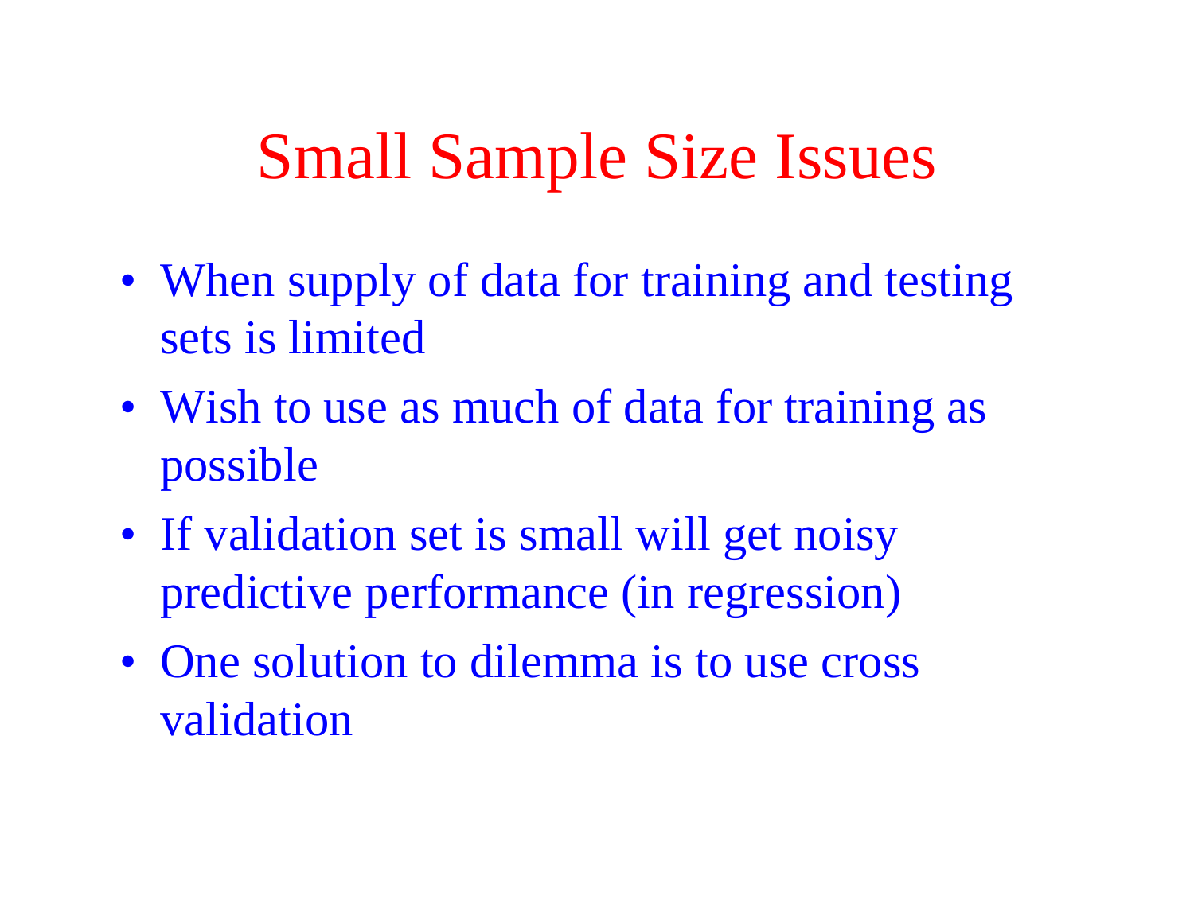# Small Sample Size Issues

- When supply of data for training and testing sets is limited
- Wish to use as much of data for training as possible
- If validation set is small will get noisy predictive performance (in regression)
- One solution to dilemma is to use cross validation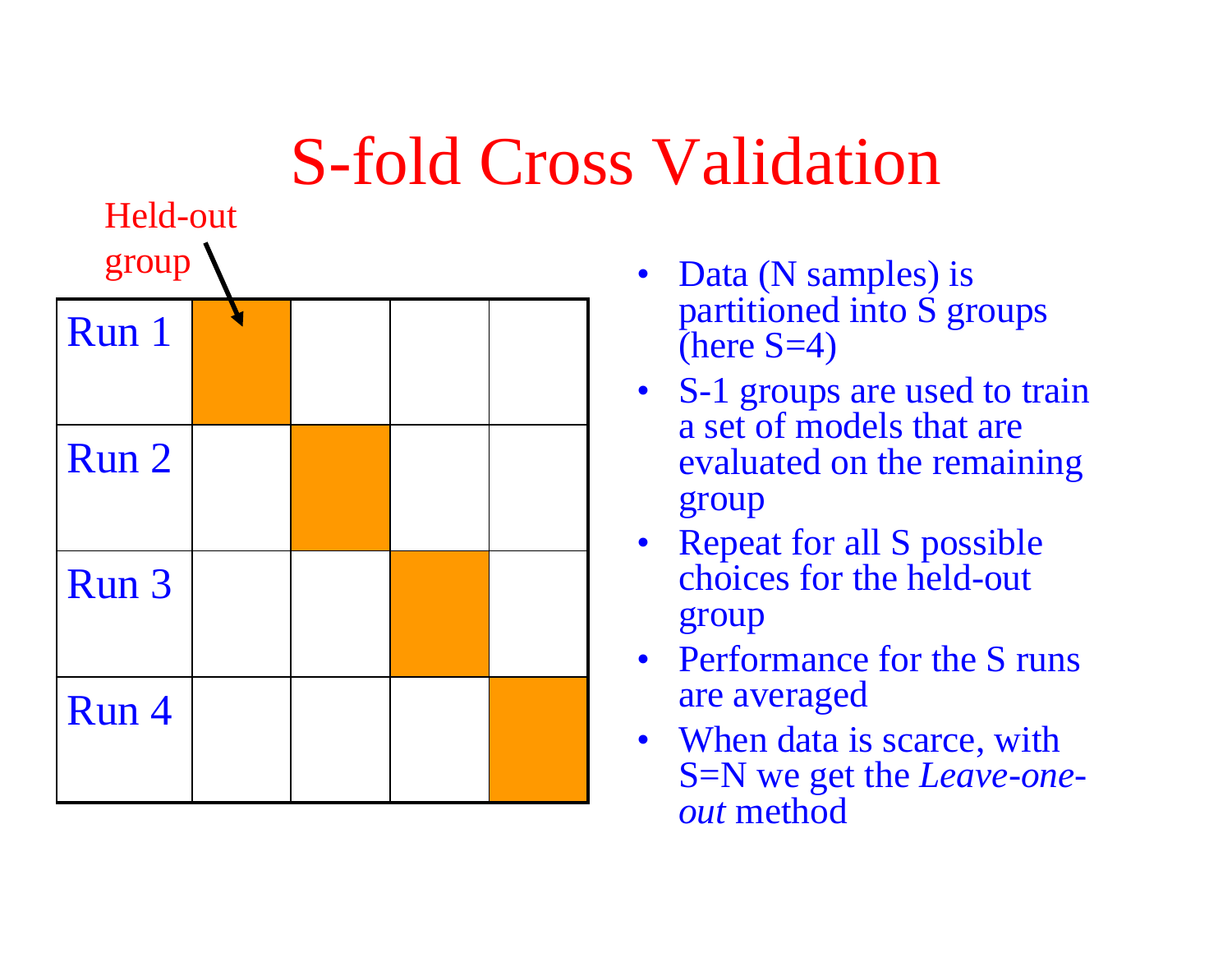# S-fold Cross Validation

Held-out group

| Run 1 | ■ | | | |
|---|---|---|---|---|
| Run 2 | | ■ | | |
| Run 3 | | | ■ | |
| Run 4 | | | | ■ |

- Data (N samples) is partitioned into S groups (here S=4)
- S-1 groups are used to train a set of models that are evaluated on the remaining group
- Repeat for all S possible choices for the held-out group
- Performance for the S runs are averaged
- When data is scarce, with S=N we get the *Leave-one-out* method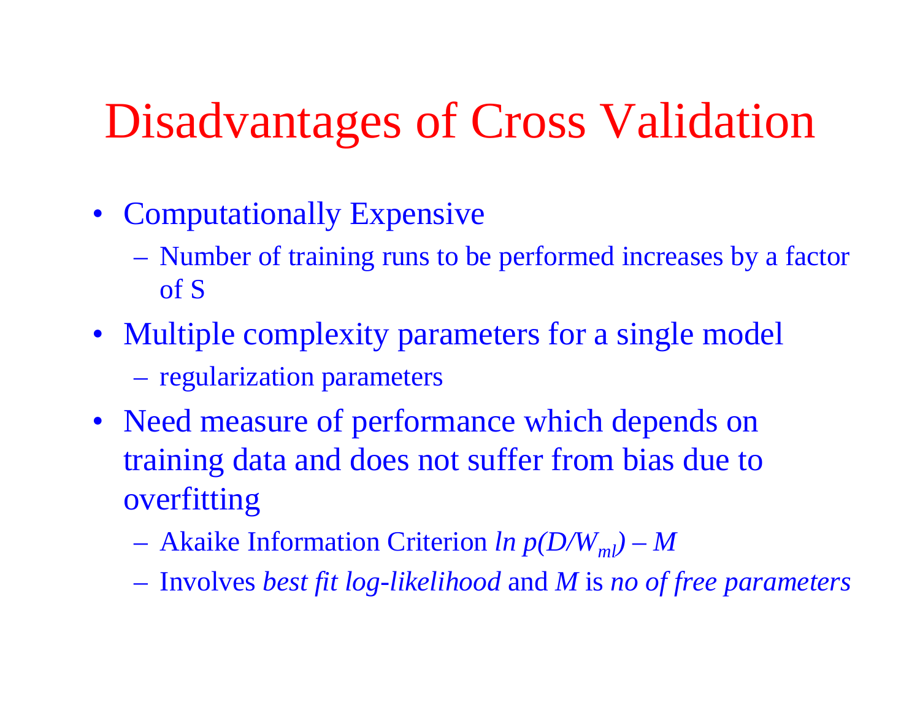# Disadvantages of Cross Validation

- Computationally Expensive
  - Number of training runs to be performed increases by a factor of S
- Multiple complexity parameters for a single model
  - regularization parameters
- Need measure of performance which depends on training data and does not suffer from bias due to overfitting
  - Akaike Information Criterion $\ln p(D/W_{ml}) - M$
  - Involves *best fit log-likelihood* and *M* is *no of free parameters*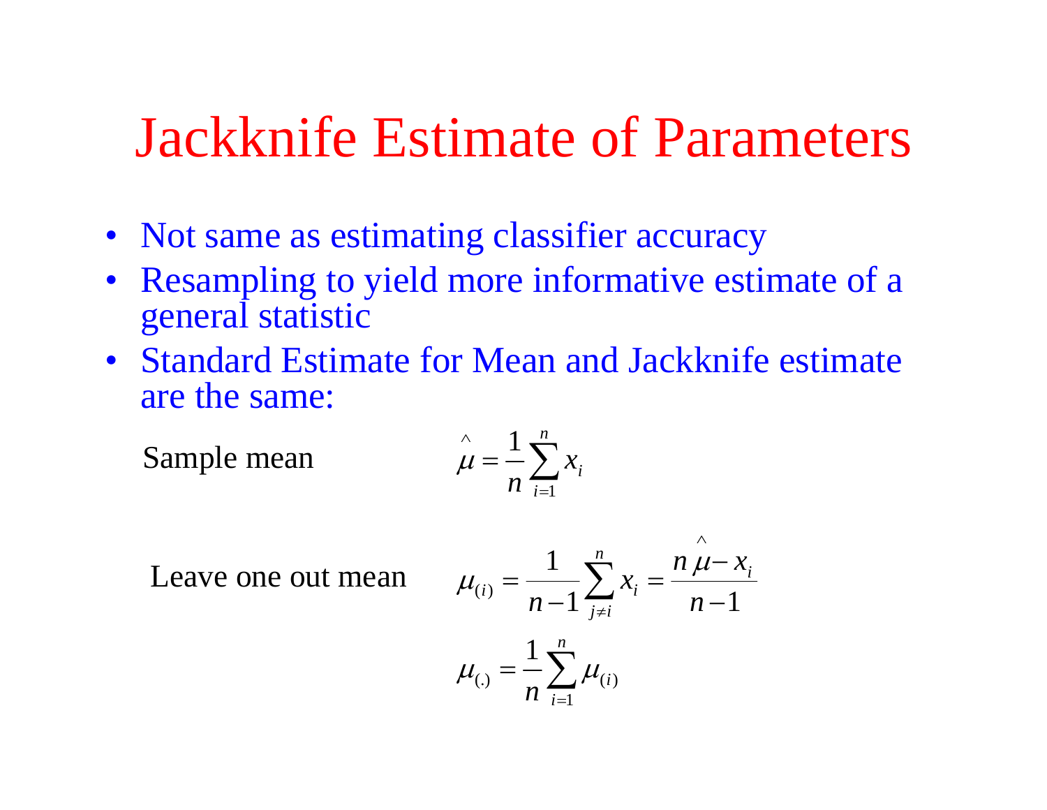# Jackknife Estimate of Parameters

- Not same as estimating classifier accuracy
- Resampling to yield more informative estimate of a general statistic
- Standard Estimate for Mean and Jackknife estimate are the same:

Sample mean

$$\hat{\mu} = \frac{1}{n}\sum_{i=1}^{n} x_i$$

Leave one out mean

$$\mu_{(i)} = \frac{1}{n-1}\sum_{j \neq i}^{n} x_i = \frac{n\hat{\mu} - x_i}{n-1}$$

$$\mu_{(.)} = \frac{1}{n}\sum_{i=1}^{n} \mu_{(i)}$$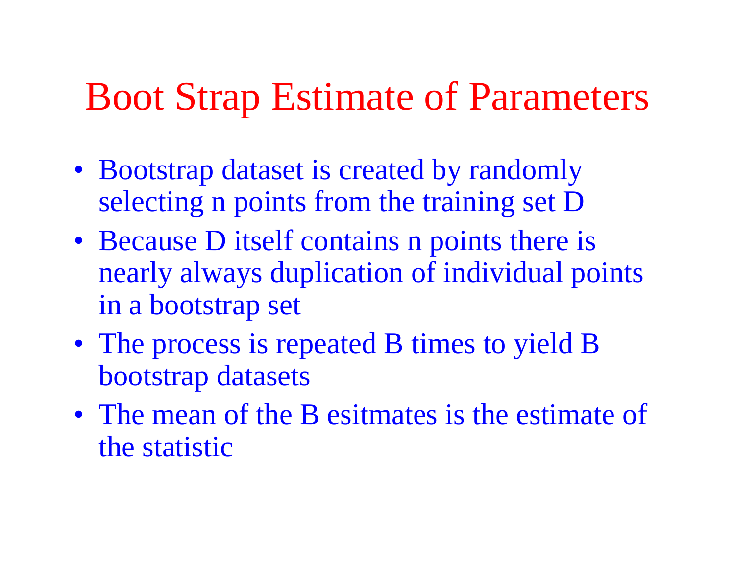# Boot Strap Estimate of Parameters

- Bootstrap dataset is created by randomly selecting n points from the training set D
- Because D itself contains n points there is nearly always duplication of individual points in a bootstrap set
- The process is repeated B times to yield B bootstrap datasets
- The mean of the B esitmates is the estimate of the statistic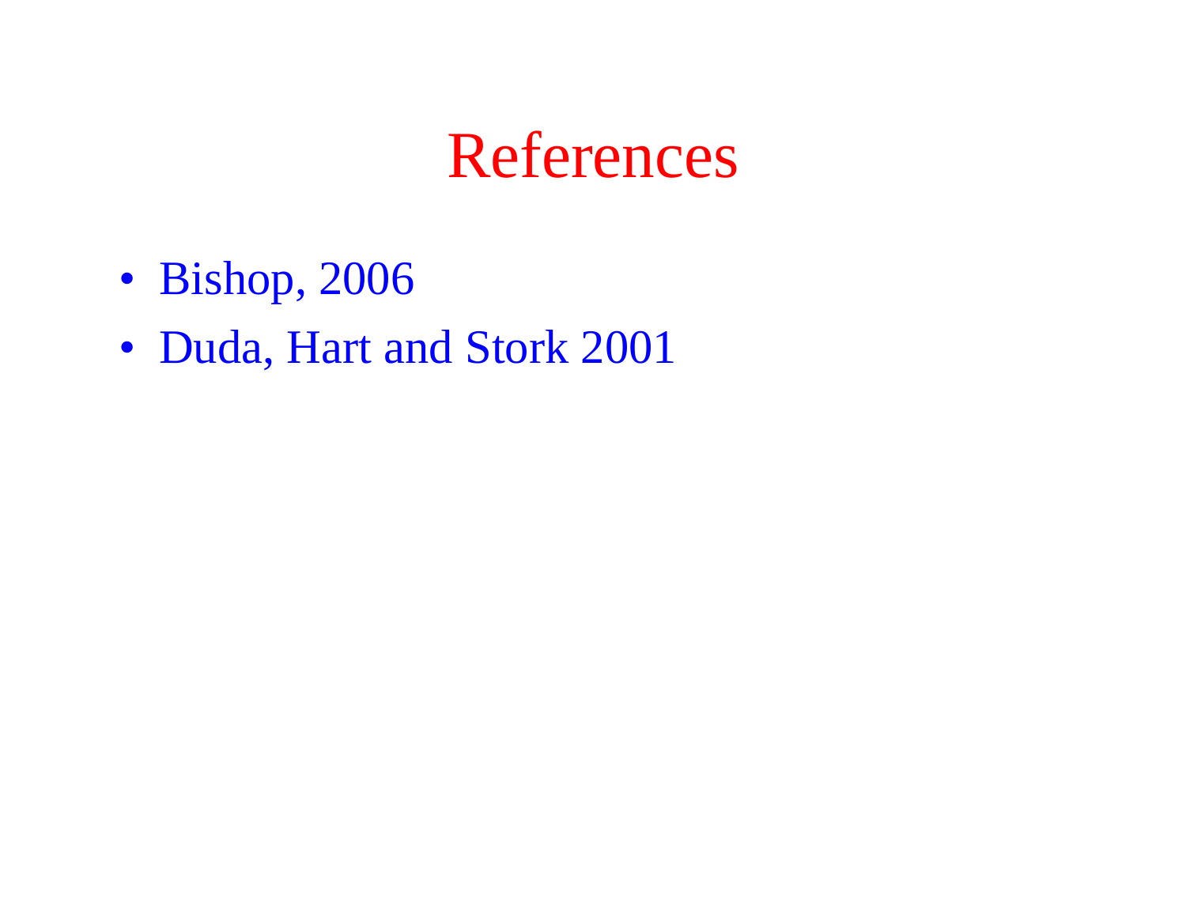# References

- Bishop, 2006
- Duda, Hart and Stork 2001